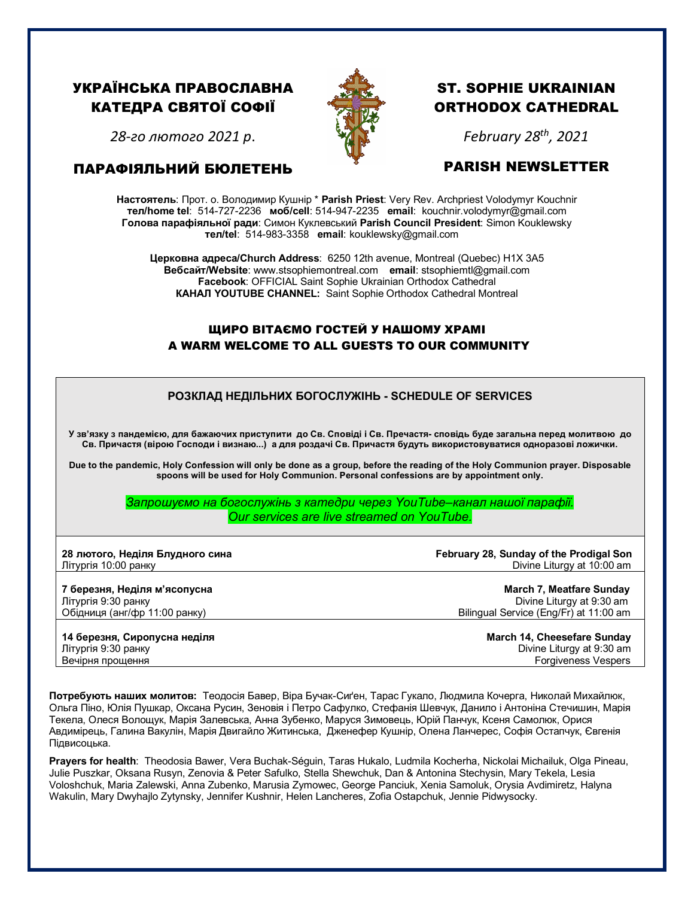# УКРАЇНСЬКА ПРАВОСЛАВНА КАТЕДРА СВЯТОЇ СОФІЇ

*28-го лютого 2021 р.*

## ПАРАФІЯЛЬНИЙ БЮЛЕТЕНЬ

# ST. SOPHIE UKRAINIAN ORTHODOX CATHEDRAL

*February 28th, 2021*

## PARISH NEWSLETTER

**Настоятель**: Прот. о. Володимир Кушнір * **Parish Priest**: Very Rev. Archpriest Volodymyr Kouchnir
**тел/home tel**: 514-727-2236 **моб/cell**: 514-947-2235 **email**: kouchnir.volodymyr@gmail.com
**Голова парафіяльної ради**: Симон Куклевський **Parish Council President**: Simon Kouklewsky
**тел/tel**: 514-983-3358 **email**: kouklewsky@gmail.com

**Церковна адреса/Church Address**: 6250 12th avenue, Montreal (Quebec) H1X 3A5
**Вебсайт/Website**: www.stsophiemontreal.com **email**: stsophiemtl@gmail.com
**Facebook**: OFFICIAL Saint Sophie Ukrainian Orthodox Cathedral
**КАНАЛ YOUTUBE CHANNEL:** Saint Sophie Orthodox Cathedral Montreal

## ЩИРО ВІТАЄМО ГОСТЕЙ У НАШОМУ ХРАМІ
## A WARM WELCOME TO ALL GUESTS TO OUR COMMUNITY

### РОЗКЛАД НЕДІЛЬНИХ БОГОСЛУЖІНЬ - SCHEDULE OF SERVICES

**У зв'язку з пандемією, для бажаючих приступити до Св. Сповіді і Св. Пречастя- сповідь буде загальна перед молитвою до Св. Причастя (вірою Господи і визнаю...) а для роздачі Св. Причастя будуть використовуватися одноразові ложички.**

**Due to the pandemic, Holy Confession will only be done as a group, before the reading of the Holy Communion prayer. Disposable spoons will be used for Holy Communion. Personal confessions are by appointment only.**

*Запрошуємо на богослужінь з катедри через YouTube–канал нашої парафії.*
*Our services are live streamed on YouTube.*

| | |
|---|---|
| **28 лютого, Неділя Блудного сина**<br>Літургія 10:00 ранку | **February 28, Sunday of the Prodigal Son**<br>Divine Liturgy at 10:00 am |
| **7 березня, Неділя м'ясопусна**<br>Літургія 9:30 ранку<br>Обідниця (анг/фр 11:00 ранку) | **March 7, Meatfare Sunday**<br>Divine Liturgy at 9:30 am<br>Bilingual Service (Eng/Fr) at 11:00 am |
| **14 березня, Сиропусна неділя**<br>Літургія 9:30 ранку<br>Вечірня прощення | **March 14, Cheesefare Sunday**<br>Divine Liturgy at 9:30 am<br>Forgiveness Vespers |

**Потребують наших молитов:** Теодосія Бавер, Віра Бучак-Сиґен, Тарас Гукало, Людмила Кочерга, Николай Михайлюк, Ольга Піно, Юлія Пушкар, Оксана Русин, Зеновія і Петро Сафулко, Стефанія Шевчук, Данило і Антоніна Стечишин, Марія Текела, Олеся Волощук, Марія Залевська, Анна Зубенко, Маруся Зимовець, Юрій Панчук, Ксеня Самолюк, Орися Авдимірець, Галина Вакулін, Марія Двигайло Житинська, Дженефер Кушнір, Олена Ланчерес, Софія Остапчук, Євгенія Підвисоцька.

**Prayers for health**: Theodosia Bawer, Vera Buchak-Séguin, Taras Hukalo, Ludmila Kocherha, Nickolai Michailuk, Olga Pineau, Julie Puszkar, Oksana Rusyn, Zenovia & Peter Safulko, Stella Shewchuk, Dan & Antonina Stechysin, Mary Tekela, Lesia Voloshchuk, Maria Zalewski, Anna Zubenko, Marusia Zymowec, George Panciuk, Xenia Samoluk, Orysia Avdimiretz, Halyna Wakulin, Mary Dwyhajlo Zytynsky, Jennifer Kushnir, Helen Lancheres, Zofia Ostapchuk, Jennie Pidwysocky.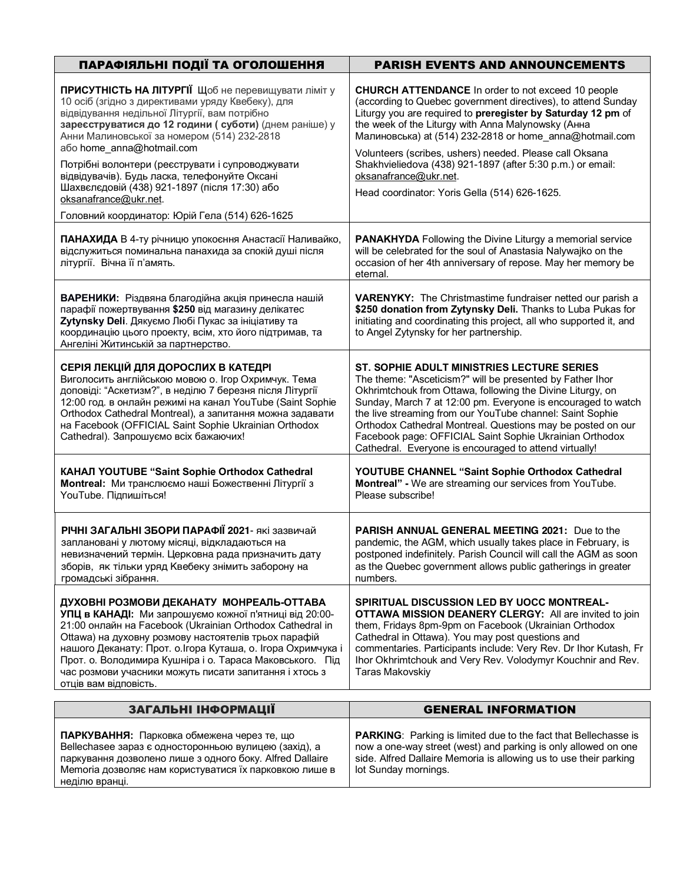| ПАРАФІЯЛЬНІ ПОДІЇ ТА ОГОЛОШЕННЯ | PARISH EVENTS AND ANNOUNCEMENTS |
|---|---|
| **ПРИСУТНІСТЬ НА ЛІТУРГІЇ** Щоб не перевищувати ліміт у 10 осіб (згідно з директивами уряду Квебеку), для відвідування недільної Літургії, вам потрібно **зареєструватися до 12 години ( суботи)** (днем раніше) у Анни Малиновської за номером (514) 232-2818 або home_anna@hotmail.com<br><br>Потрібні волонтери (реєструвати і супроводжувати відвідувачів). Будь ласка, телефонуйте Оксані Шахвєлєдовій (438) 921-1897 (після 17:30) або oksanafrance@ukr.net.<br><br>Головний координатор: Юрій Гела (514) 626-1625 | **CHURCH ATTENDANCE** In order to not exceed 10 people (according to Quebec government directives), to attend Sunday Liturgy you are required to **preregister by Saturday 12 pm** of the week of the Liturgy with Anna Malynowsky (Анна Малиновська) at (514) 232-2818 or home_anna@hotmail.com<br><br>Volunteers (scribes, ushers) needed. Please call Oksana Shakhvieliedova (438) 921-1897 (after 5:30 p.m.) or email: oksanafrance@ukr.net.<br><br>Head coordinator: Yoris Gella (514) 626-1625. |
| **ПАНАХИДА** В 4-ту річницю упокоєння Анастасії Наливайко, відслужиться поминальна панахида за спокій душі після літургії. Вічна її п'амять. | **PANAKHYDA** Following the Divine Liturgy a memorial service will be celebrated for the soul of Anastasia Nalywajko on the occasion of her 4th anniversary of repose. May her memory be eternal. |
| **ВАРЕНИКИ:** Різдвяна благодійна акція принесла нашій парафії пожертвування **$250** від магазину делікатес **Zytynsky Deli**. Дякуємо Любі Пукас за ініціативу та координацію цього проекту, всім, хто його підтримав, та Ангеліні Житинській за партнерство. | **VARENYKY:** The Christmastime fundraiser netted our parish a **$250 donation from Zytynsky Deli.** Thanks to Luba Pukas for initiating and coordinating this project, all who supported it, and to Angel Zytynsky for her partnership. |
| **СЕРІЯ ЛЕКЦІЙ ДЛЯ ДОРОСЛИХ В КАТЕДРІ**<br>Виголосить англійською мовою о. Ігор Охримчук. Тема доповіді: "Аскетизм?", в неділю 7 березня після Літургії 12:00 год. в онлайн режимі на канал YouTube (Saint Sophie Orthodox Cathedral Montreal), а запитання можна задавати на Facebook (OFFICIAL Saint Sophie Ukrainian Orthodox Cathedral). Запрошуємо всіх бажаючих! | **ST. SOPHIE ADULT MINISTRIES LECTURE SERIES**<br>The theme: "Asceticism?" will be presented by Father Ihor Okhrimtchouk from Ottawa, following the Divine Liturgy, on Sunday, March 7 at 12:00 pm. Everyone is encouraged to watch the live streaming from our YouTube channel: Saint Sophie Orthodox Cathedral Montreal. Questions may be posted on our Facebook page: OFFICIAL Saint Sophie Ukrainian Orthodox Cathedral. Everyone is encouraged to attend virtually! |
| **КАНАЛ YOUTUBE "Saint Sophie Orthodox Cathedral Montreal:** Ми транслюємо наші Божественні Літургії з YouTube. Підпишіться! | **YOUTUBE CHANNEL "Saint Sophie Orthodox Cathedral Montreal" -** We are streaming our services from YouTube. Please subscribe! |
| **РІЧНІ ЗАГАЛЬНІ ЗБОРИ ПАРАФІЇ 2021**- які зазвичай заплановані у лютому місяці, відкладаються на невизначений термін. Церковна рада призначить дату зборів, як тільки уряд Квебеку знімить заборону на громадські зібрання. | **PARISH ANNUAL GENERAL MEETING 2021:** Due to the pandemic, the AGM, which usually takes place in February, is postponed indefinitely. Parish Council will call the AGM as soon as the Quebec government allows public gatherings in greater numbers. |
| **ДУХОВНІ РОЗМОВИ ДЕКАНАТУ МОНРЕАЛЬ-ОТТАВА УПЦ в КАНАДІ:** Ми запрошуємо кожної п'ятниці від 20:00-21:00 онлайн на Facebook (Ukrainian Orthodox Cathedral in Ottawa) на духовну розмову настоятелів трьох парафій нашого Деканату: Прот. о.Ігора Куташа, о. Ігора Охримчука і Прот. о. Володимира Кушніра і о. Тараса Маковського. Під час розмови учасники можуть писати запитання і хтось з отців вам відповість. | **SPIRITUAL DISCUSSION LED BY UOCC MONTREAL-OTTAWA MISSION DEANERY CLERGY:** All are invited to join them, Fridays 8pm-9pm on Facebook (Ukrainian Orthodox Cathedral in Ottawa). You may post questions and commentaries. Participants include: Very Rev. Dr Ihor Kutash, Fr Ihor Okhrimtchouk and Very Rev. Volodymyr Kouchnir and Rev. Taras Makovskiy |

| ЗАГАЛЬНІ ІНФОРМАЦІЇ | GENERAL INFORMATION |
|---|---|
| **ПАРКУВАННЯ:** Парковка обмежена через те, що Bellechasee зараз є односторонньою вулицею (захід), а паркування дозволено лише з одного боку. Alfred Dallaire Memoria дозволяє нам користуватися їх парковкою лише в неділю вранці. | **PARKING**: Parking is limited due to the fact that Bellechasse is now a one-way street (west) and parking is only allowed on one side. Alfred Dallaire Memoria is allowing us to use their parking lot Sunday mornings. |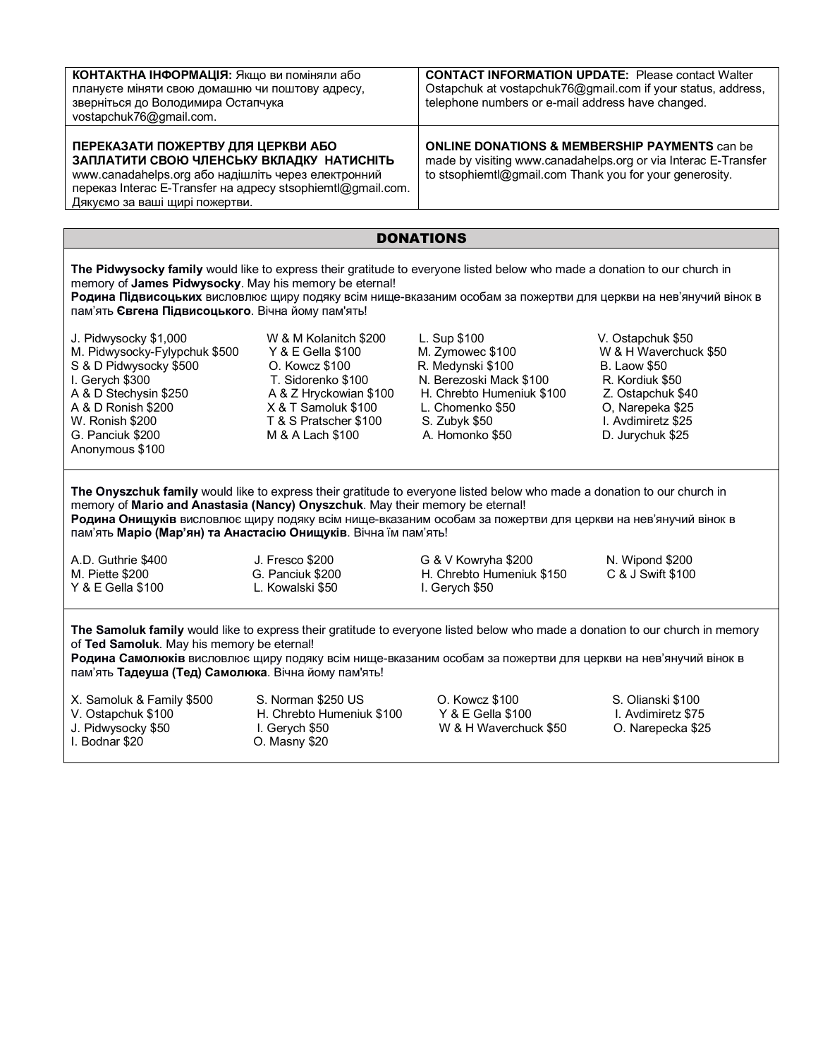| **КОНТАКТНА ІНФОРМАЦІЯ:** Якщо ви поміняли або плануєте міняти свою домашню чи поштову адресу, зверніться до Володимира Остапчука vostapchuk76@gmail.com. | **CONTACT INFORMATION UPDATE:** Please contact Walter Ostapchuk at vostapchuk76@gmail.com if your status, address, telephone numbers or e-mail address have changed. |
|---|---|
| **ПЕРЕКАЗАТИ ПОЖЕРТВУ ДЛЯ ЦЕРКВИ АБО ЗАПЛАТИТИ СВОЮ ЧЛЕНСЬКУ ВКЛАДКУ НАТИСНІТЬ** www.canadahelps.org або надішліть через електронний переказ Interac E-Transfer на адресу stsophiemtl@gmail.com. Дякуємо за ваші щирі пожертви. | **ONLINE DONATIONS & MEMBERSHIP PAYMENTS** can be made by visiting www.canadahelps.org or via Interac E-Transfer to stsophiemtl@gmail.com Thank you for your generosity. |

## DONATIONS

**The Pidwysocky family** would like to express their gratitude to everyone listed below who made a donation to our church in memory of **James Pidwysocky**. May his memory be eternal!
**Родина Підвисоцьких** висловлює щиру подяку всім нище-вказаним особам за пожертви для церкви на нев'янучий вінок в пам'ять **Євгена Підвисоцького**. Вічна йому пам'ять!

| | | | |
|---|---|---|---|
| J. Pidwysocky $1,000 | W & M Kolanitch $200 | L. Sup $100 | V. Ostapchuk $50 |
| M. Pidwysocky-Fylypchuk $500 | Y & E Gella $100 | M. Zymowec $100 | W & H Waverchuck $50 |
| S & D Pidwysocky $500 | O. Kowcz $100 | R. Medynski $100 | B. Laow $50 |
| I. Gerych $300 | T. Sidorenko $100 | N. Berezoski Mack $100 | R. Kordiuk $50 |
| A & D Stechysin $250 | A & Z Hryckowian $100 | H. Chrebto Humeniuk $100 | Z. Ostapchuk $40 |
| A & D Ronish $200 | X & T Samoluk $100 | L. Chomenko $50 | O, Narepeka $25 |
| W. Ronish $200 | T & S Pratscher $100 | S. Zubyk $50 | I. Avdimiretz $25 |
| G. Panciuk $200 | M & A Lach $100 | A. Homonko $50 | D. Jurychuk $25 |
| Anonymous $100 | | | |

**The Onyszchuk family** would like to express their gratitude to everyone listed below who made a donation to our church in memory of **Mario and Anastasia (Nancy) Onyszchuk**. May their memory be eternal!
**Родина Онищуків** висловлює щиру подяку всім нище-вказаним особам за пожертви для церкви на нев'янучий вінок в пам'ять **Маріо (Мар'ян) та Анастасію Онищуків**. Вічна їм пам'ять!

| | | | |
|---|---|---|---|
| A.D. Guthrie $400 | J. Fresco $200 | G & V Kowryha $200 | N. Wipond $200 |
| M. Piette $200 | G. Panciuk $200 | H. Chrebto Humeniuk $150 | C & J Swift $100 |
| Y & E Gella $100 | L. Kowalski $50 | I. Gerych $50 | |

**The Samoluk family** would like to express their gratitude to everyone listed below who made a donation to our church in memory of **Ted Samoluk**. May his memory be eternal!
**Родина Самолюків** висловлює щиру подяку всім нище-вказаним особам за пожертви для церкви на нев'янучий вінок в пам'ять **Тадеуша (Тед) Самолюка**. Вічна йому пам'ять!

| | | | |
|---|---|---|---|
| X. Samoluk & Family $500 | S. Norman $250 US | O. Kowcz $100 | S. Olianski $100 |
| V. Ostapchuk $100 | H. Chrebto Humeniuk $100 | Y & E Gella $100 | I. Avdimiretz $75 |
| J. Pidwysocky $50 | I. Gerych $50 | W & H Waverchuck $50 | O. Narepecka $25 |
| I. Bodnar $20 | O. Masny $20 | | |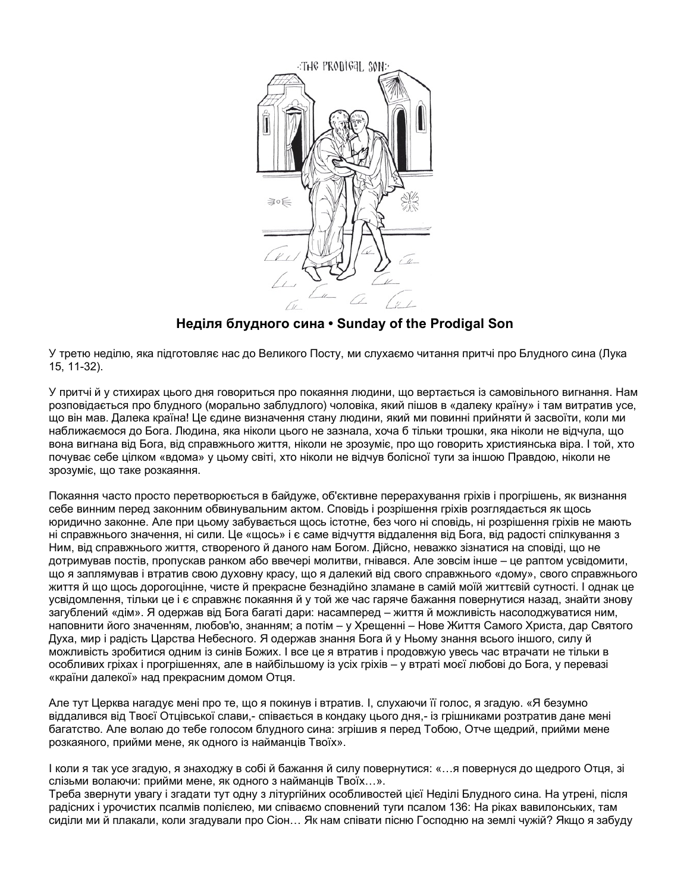## Неділя блудного сина • Sunday of the Prodigal Son

У третю неділю, яка підготовляє нас до Великого Посту, ми слухаємо читання притчі про Блудного сина (Лука 15, 11-32).

У притчі й у стихирах цього дня говориться про покаяння людини, що вертається із самовільного вигнання. Нам розповідається про блудного (морально заблудлого) чоловіка, який пішов в «далеку країну» і там витратив усе, що він мав. Далека країна! Це єдине визначення стану людини, який ми повинні прийняти й засвоїти, коли ми наближаємося до Бога. Людина, яка ніколи цього не зазнала, хоча б тільки трошки, яка ніколи не відчула, що вона вигнана від Бога, від справжнього життя, ніколи не зрозуміє, про що говорить християнська віра. І той, хто почуває себе цілком «вдома» у цьому світі, хто ніколи не відчув болісної туги за іншою Правдою, ніколи не зрозуміє, що таке розкаяння.

Покаяння часто просто перетворюється в байдуже, об'єктивне перерахування гріхів і прогрішень, як визнання себе винним перед законним обвинувальним актом. Сповідь і розрішення гріхів розглядається як щось юридично законне. Але при цьому забувається щось істотне, без чого ні сповідь, ні розрішення гріхів не мають ні справжнього значення, ні сили. Це «щось» і є саме відчуття віддалення від Бога, від радості спілкування з Ним, від справжнього життя, створеного й даного нам Богом. Дійсно, неважко зізнатися на сповіді, що не дотримував постів, пропускав ранком або ввечері молитви, гнівався. Але зовсім інше – це раптом усвідомити, що я заплямував і втратив свою духовну красу, що я далекий від свого справжнього «дому», свого справжнього життя й що щось дорогоцінне, чисте й прекрасне безнадійно зламане в самій моїй життєвій сутності. І однак це усвідомлення, тільки це і є справжнє покаяння й у той же час гаряче бажання повернутися назад, знайти знову загублений «дім». Я одержав від Бога багаті дари: насамперед – життя й можливість насолоджуватися ним, наповнити його значенням, любов'ю, знанням; а потім – у Хрещенні – Нове Життя Самого Христа, дар Святого Духа, мир і радість Царства Небесного. Я одержав знання Бога й у Ньому знання всього іншого, силу й можливість зробитися одним із синів Божих. І все це я втратив і продовжую увесь час втрачати не тільки в особливих гріхах і прогрішеннях, але в найбільшому із усіх гріхів – у втраті моєї любові до Бога, у перевазі «країни далекої» над прекрасним домом Отця.

Але тут Церква нагадує мені про те, що я покинув і втратив. І, слухаючи її голос, я згадую. «Я безумно віддалився від Твоєї Отцівської слави,- співається в кондаку цього дня,- із грішниками розтратив дане мені багатство. Але волаю до тебе голосом блудного сина: згрішив я перед Тобою, Отче щедрий, прийми мене розкаяного, прийми мене, як одного із найманців Твоїх».

І коли я так усе згадую, я знаходжу в собі й бажання й силу повернутися: «…я повернуся до щедрого Отця, зі слізьми волаючи: прийми мене, як одного з найманців Твоїх…».
Треба звернути увагу і згадати тут одну з літургійних особливостей цієї Неділі Блудного сина. На утрені, після радісних і урочистих псалмів полієлею, ми співаємо сповнений туги псалом 136: На ріках вавилонських, там сиділи ми й плакали, коли згадували про Сіон… Як нам співати пісню Господню на землі чужій? Якщо я забуду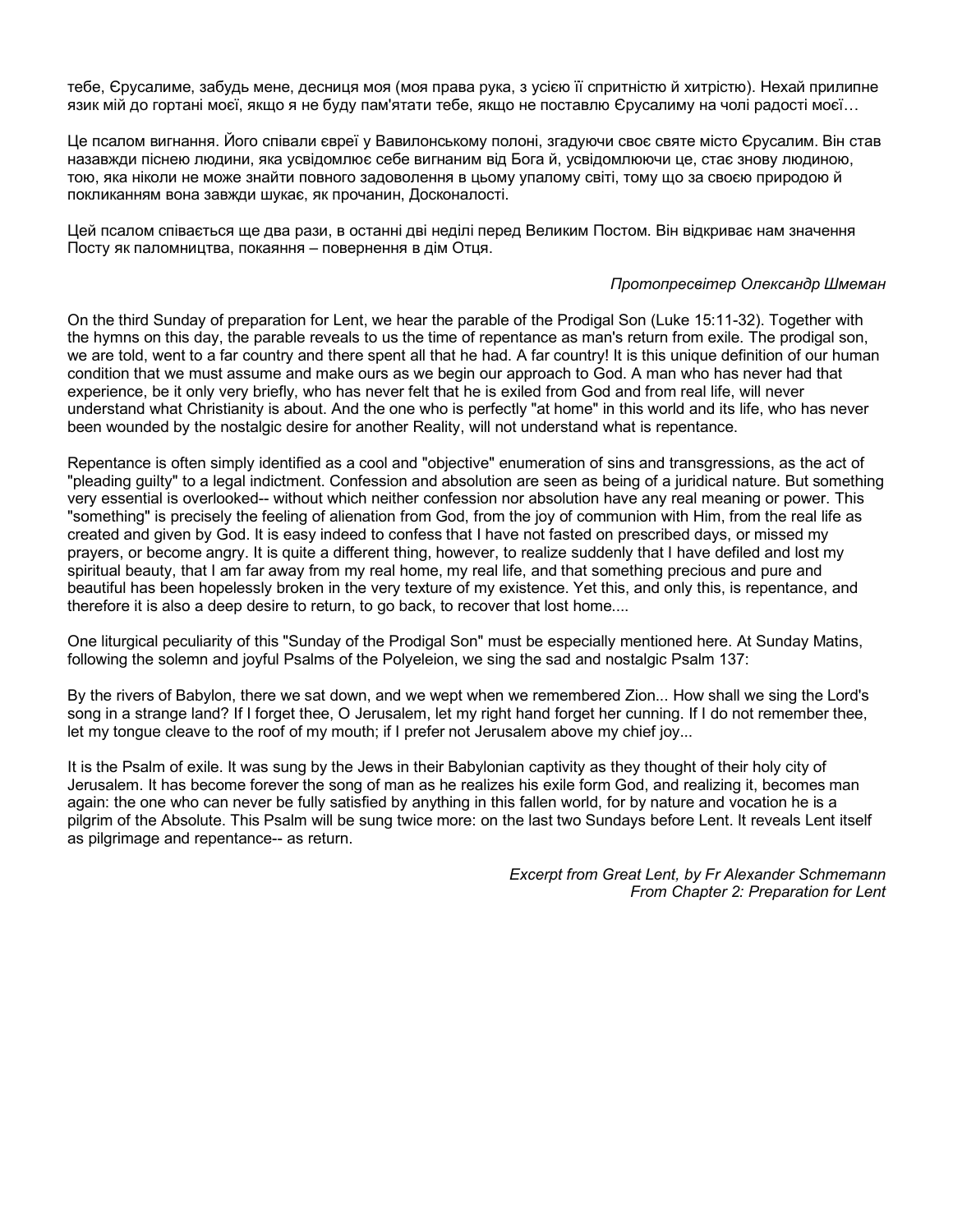тебе, Єрусалиме, забудь мене, десниця моя (моя права рука, з усією її спритністю й хитрістю). Нехай прилипне язик мій до гортані моєї, якщо я не буду пам'ятати тебе, якщо не поставлю Єрусалиму на чолі радості моєї…

Це псалом вигнання. Його співали євреї у Вавилонському полоні, згадуючи своє святе місто Єрусалим. Він став назавжди піснею людини, яка усвідомлює себе вигнаним від Бога й, усвідомлюючи це, стає знову людиною, тою, яка ніколи не може знайти повного задоволення в цьому упалому світі, тому що за своєю природою й покликанням вона завжди шукає, як прочанин, Досконалості.

Цей псалом співається ще два рази, в останні дві неділі перед Великим Постом. Він відкриває нам значення Посту як паломництва, покаяння – повернення в дім Отця.

*Протопресвітер Олександр Шмеман*

On the third Sunday of preparation for Lent, we hear the parable of the Prodigal Son (Luke 15:11-32). Together with the hymns on this day, the parable reveals to us the time of repentance as man's return from exile. The prodigal son, we are told, went to a far country and there spent all that he had. A far country! It is this unique definition of our human condition that we must assume and make ours as we begin our approach to God. A man who has never had that experience, be it only very briefly, who has never felt that he is exiled from God and from real life, will never understand what Christianity is about. And the one who is perfectly "at home" in this world and its life, who has never been wounded by the nostalgic desire for another Reality, will not understand what is repentance.

Repentance is often simply identified as a cool and "objective" enumeration of sins and transgressions, as the act of "pleading guilty" to a legal indictment. Confession and absolution are seen as being of a juridical nature. But something very essential is overlooked-- without which neither confession nor absolution have any real meaning or power. This "something" is precisely the feeling of alienation from God, from the joy of communion with Him, from the real life as created and given by God. It is easy indeed to confess that I have not fasted on prescribed days, or missed my prayers, or become angry. It is quite a different thing, however, to realize suddenly that I have defiled and lost my spiritual beauty, that I am far away from my real home, my real life, and that something precious and pure and beautiful has been hopelessly broken in the very texture of my existence. Yet this, and only this, is repentance, and therefore it is also a deep desire to return, to go back, to recover that lost home....

One liturgical peculiarity of this "Sunday of the Prodigal Son" must be especially mentioned here. At Sunday Matins, following the solemn and joyful Psalms of the Polyeleion, we sing the sad and nostalgic Psalm 137:

By the rivers of Babylon, there we sat down, and we wept when we remembered Zion... How shall we sing the Lord's song in a strange land? If I forget thee, O Jerusalem, let my right hand forget her cunning. If I do not remember thee, let my tongue cleave to the roof of my mouth; if I prefer not Jerusalem above my chief joy...

It is the Psalm of exile. It was sung by the Jews in their Babylonian captivity as they thought of their holy city of Jerusalem. It has become forever the song of man as he realizes his exile form God, and realizing it, becomes man again: the one who can never be fully satisfied by anything in this fallen world, for by nature and vocation he is a pilgrim of the Absolute. This Psalm will be sung twice more: on the last two Sundays before Lent. It reveals Lent itself as pilgrimage and repentance-- as return.

*Excerpt from Great Lent, by Fr Alexander Schmemann*
*From Chapter 2: Preparation for Lent*